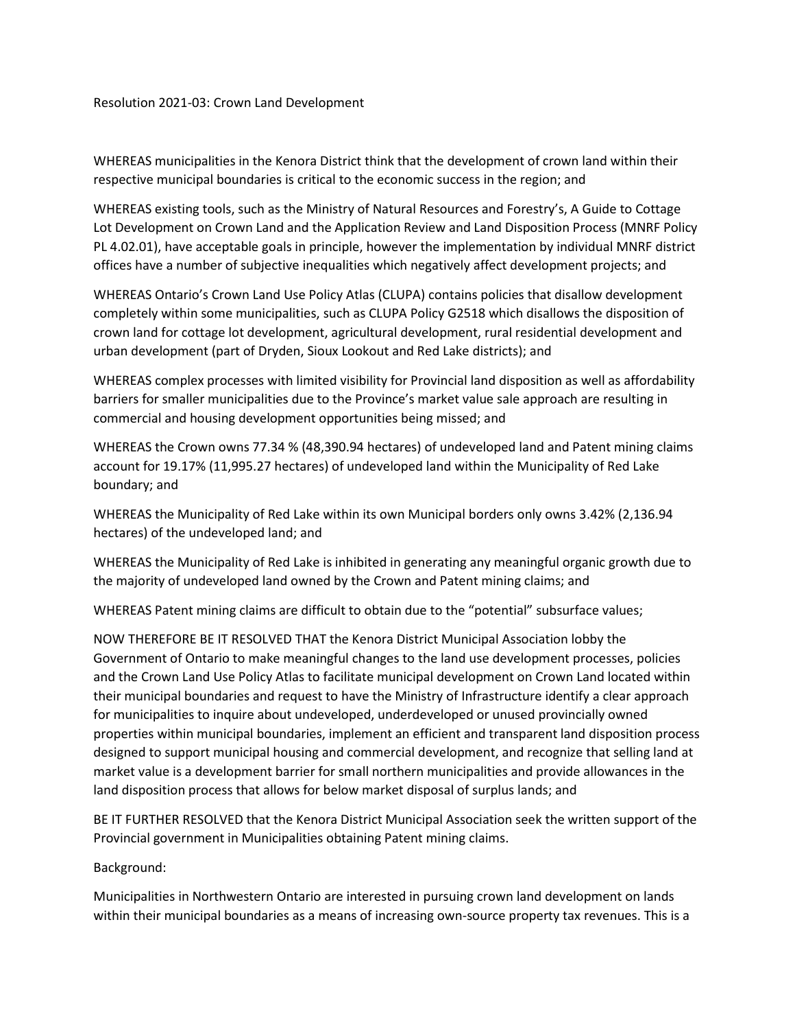Resolution 2021-03: Crown Land Development

WHEREAS municipalities in the Kenora District think that the development of crown land within their respective municipal boundaries is critical to the economic success in the region; and

WHEREAS existing tools, such as the Ministry of Natural Resources and Forestry's, A Guide to Cottage Lot Development on Crown Land and the Application Review and Land Disposition Process (MNRF Policy PL 4.02.01), have acceptable goals in principle, however the implementation by individual MNRF district offices have a number of subjective inequalities which negatively affect development projects; and

WHEREAS Ontario's Crown Land Use Policy Atlas (CLUPA) contains policies that disallow development completely within some municipalities, such as CLUPA Policy G2518 which disallows the disposition of crown land for cottage lot development, agricultural development, rural residential development and urban development (part of Dryden, Sioux Lookout and Red Lake districts); and

WHEREAS complex processes with limited visibility for Provincial land disposition as well as affordability barriers for smaller municipalities due to the Province's market value sale approach are resulting in commercial and housing development opportunities being missed; and

WHEREAS the Crown owns 77.34 % (48,390.94 hectares) of undeveloped land and Patent mining claims account for 19.17% (11,995.27 hectares) of undeveloped land within the Municipality of Red Lake boundary; and

WHEREAS the Municipality of Red Lake within its own Municipal borders only owns 3.42% (2,136.94 hectares) of the undeveloped land; and

WHEREAS the Municipality of Red Lake is inhibited in generating any meaningful organic growth due to the majority of undeveloped land owned by the Crown and Patent mining claims; and

WHEREAS Patent mining claims are difficult to obtain due to the "potential" subsurface values;

NOW THEREFORE BE IT RESOLVED THAT the Kenora District Municipal Association lobby the Government of Ontario to make meaningful changes to the land use development processes, policies and the Crown Land Use Policy Atlas to facilitate municipal development on Crown Land located within their municipal boundaries and request to have the Ministry of Infrastructure identify a clear approach for municipalities to inquire about undeveloped, underdeveloped or unused provincially owned properties within municipal boundaries, implement an efficient and transparent land disposition process designed to support municipal housing and commercial development, and recognize that selling land at market value is a development barrier for small northern municipalities and provide allowances in the land disposition process that allows for below market disposal of surplus lands; and

BE IT FURTHER RESOLVED that the Kenora District Municipal Association seek the written support of the Provincial government in Municipalities obtaining Patent mining claims.

Background:

Municipalities in Northwestern Ontario are interested in pursuing crown land development on lands within their municipal boundaries as a means of increasing own-source property tax revenues. This is a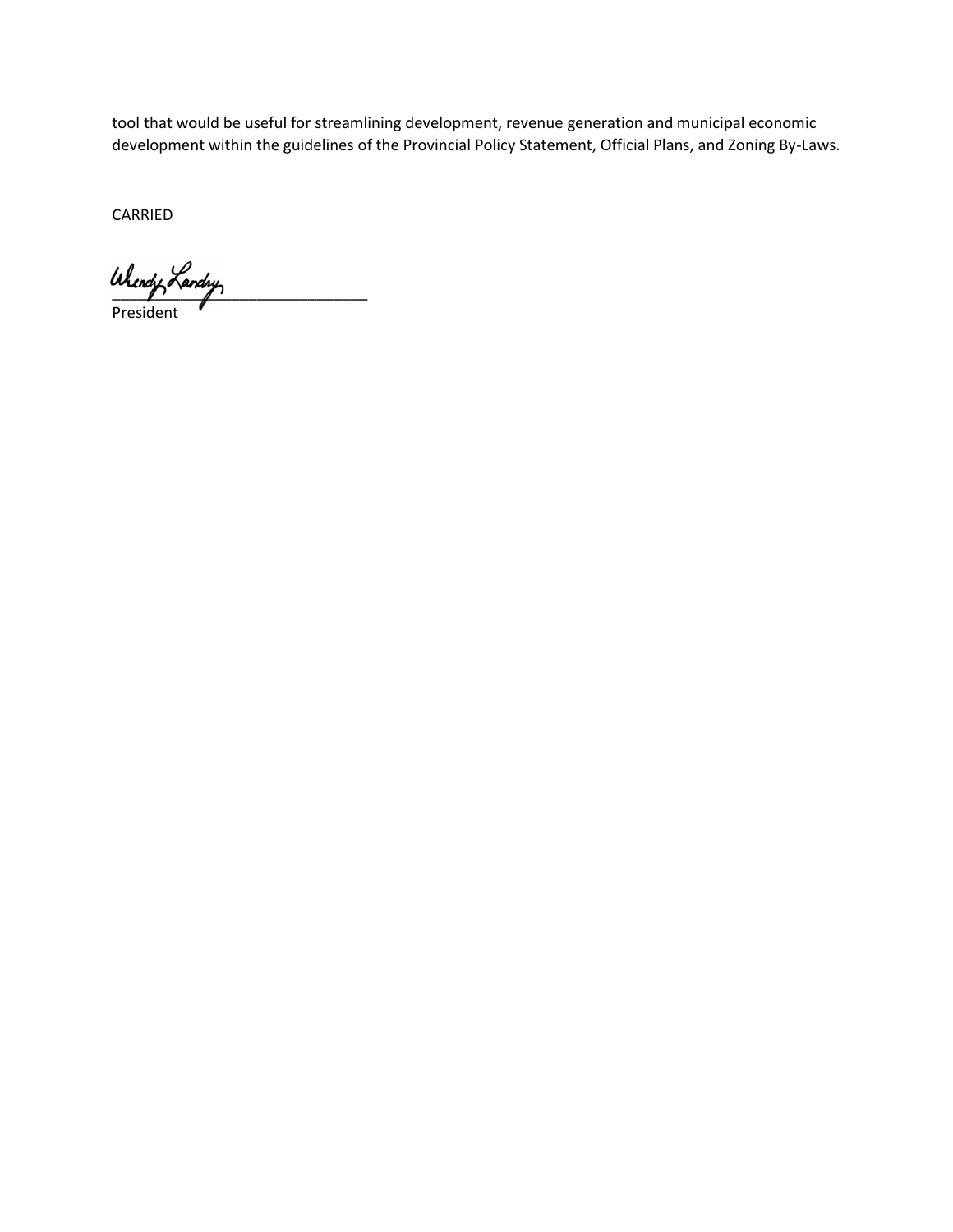tool that would be useful for streamlining development, revenue generation and municipal economic development within the guidelines of the Provincial Policy Statement, Official Plans, and Zoning By-Laws.

CARRIED

Wendy Landry
_______________________________
President